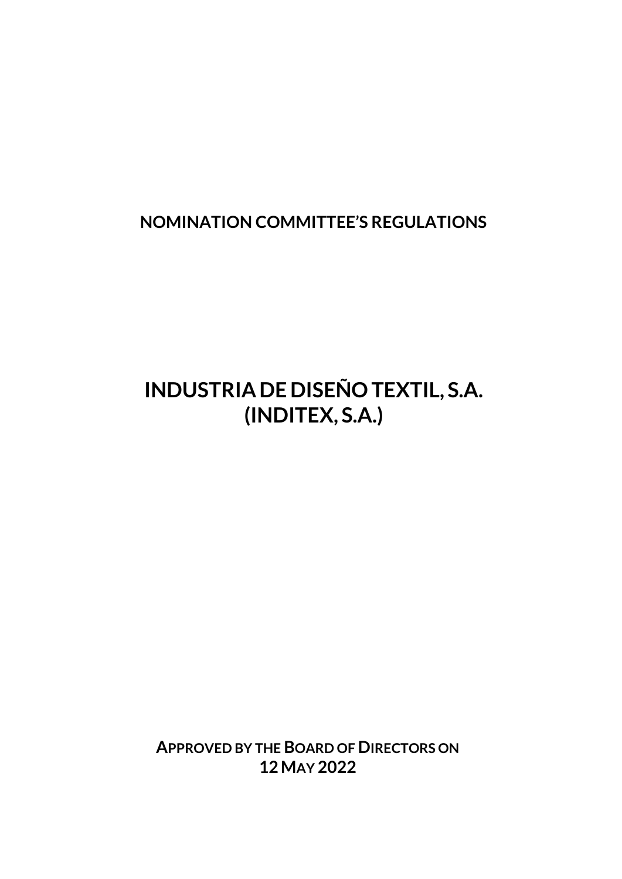# NOMINATION COMMITTEE'S REGULATIONS

# INDUSTRIA DE DISEÑO TEXTIL, S.A.
# (INDITEX, S.A.)

**APPROVED BY THE BOARD OF DIRECTORS ON 12 MAY 2022**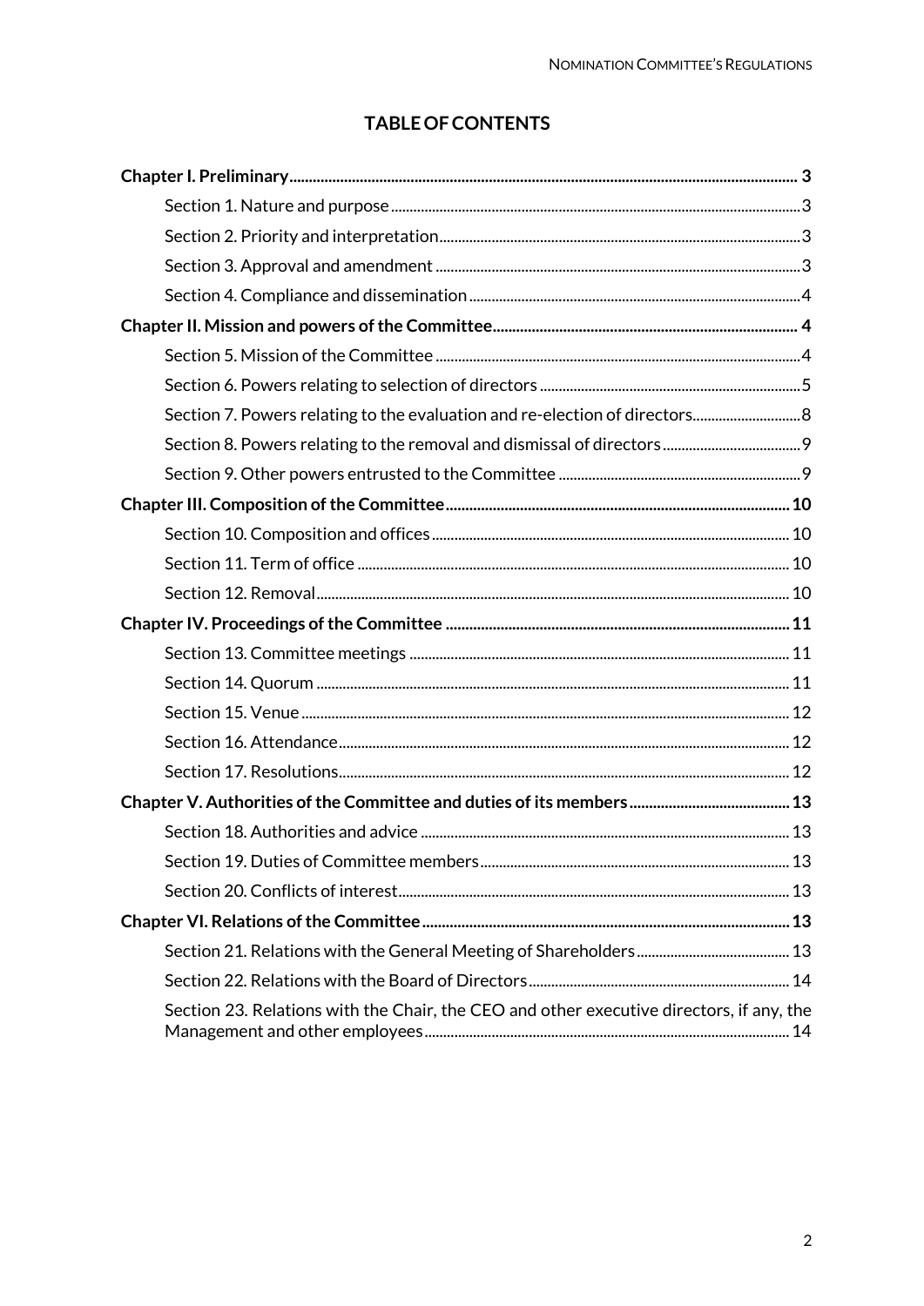# TABLE OF CONTENTS

**Chapter I. Preliminary** ... **3**

- Section 1. Nature and purpose ... 3
- Section 2. Priority and interpretation ... 3
- Section 3. Approval and amendment ... 3
- Section 4. Compliance and dissemination ... 4

**Chapter II. Mission and powers of the Committee** ... **4**

- Section 5. Mission of the Committee ... 4
- Section 6. Powers relating to selection of directors ... 5
- Section 7. Powers relating to the evaluation and re-election of directors ... 8
- Section 8. Powers relating to the removal and dismissal of directors ... 9
- Section 9. Other powers entrusted to the Committee ... 9

**Chapter III. Composition of the Committee** ... **10**

- Section 10. Composition and offices ... 10
- Section 11. Term of office ... 10
- Section 12. Removal ... 10

**Chapter IV. Proceedings of the Committee** ... **11**

- Section 13. Committee meetings ... 11
- Section 14. Quorum ... 11
- Section 15. Venue ... 12
- Section 16. Attendance ... 12
- Section 17. Resolutions ... 12

**Chapter V. Authorities of the Committee and duties of its members** ... **13**

- Section 18. Authorities and advice ... 13
- Section 19. Duties of Committee members ... 13
- Section 20. Conflicts of interest ... 13

**Chapter VI. Relations of the Committee** ... **13**

- Section 21. Relations with the General Meeting of Shareholders ... 13
- Section 22. Relations with the Board of Directors ... 14
- Section 23. Relations with the Chair, the CEO and other executive directors, if any, the Management and other employees ... 14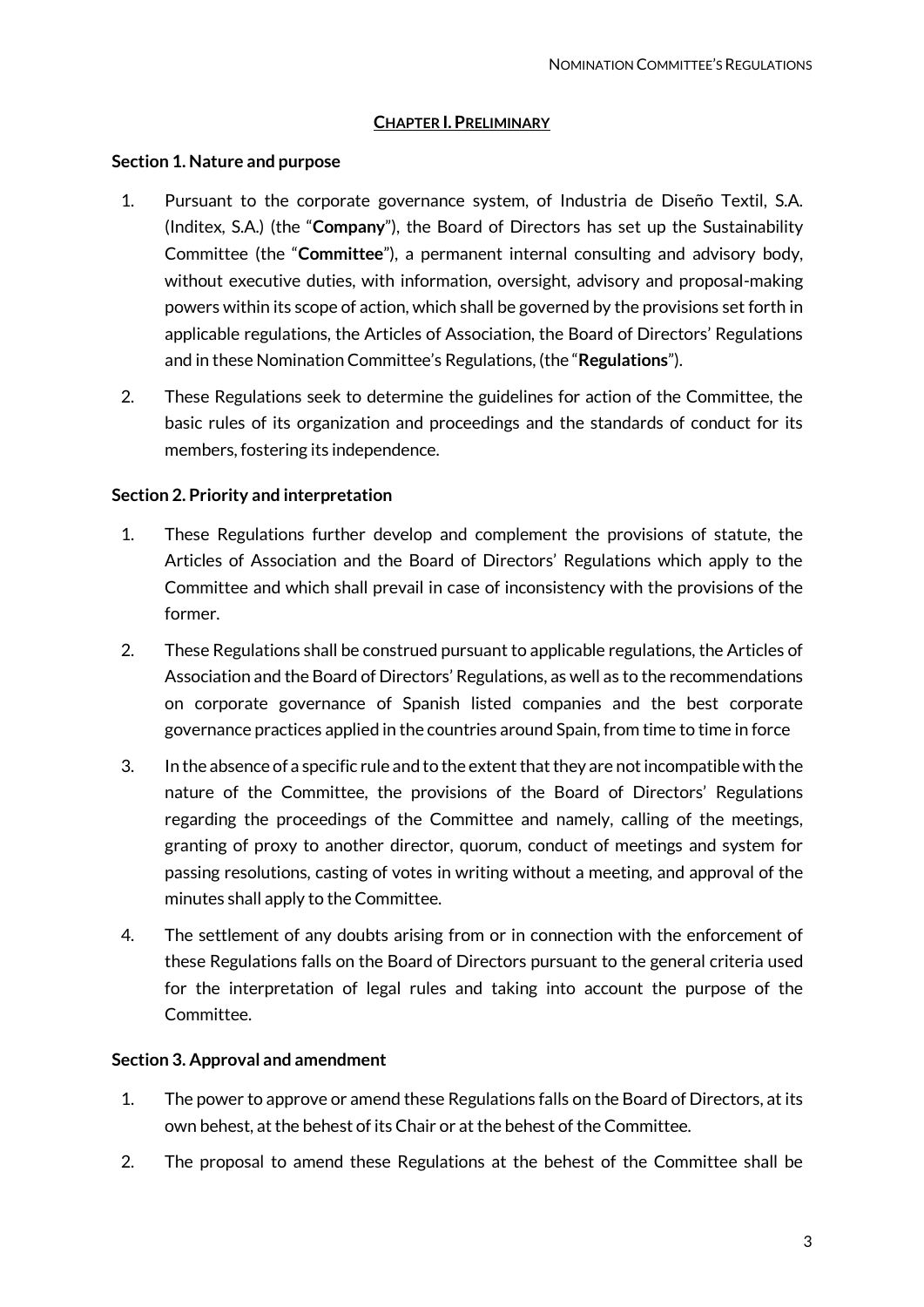## CHAPTER I. PRELIMINARY

### Section 1. Nature and purpose

1. Pursuant to the corporate governance system, of Industria de Diseño Textil, S.A. (Inditex, S.A.) (the "**Company**"), the Board of Directors has set up the Sustainability Committee (the "**Committee**"), a permanent internal consulting and advisory body, without executive duties, with information, oversight, advisory and proposal-making powers within its scope of action, which shall be governed by the provisions set forth in applicable regulations, the Articles of Association, the Board of Directors' Regulations and in these Nomination Committee's Regulations, (the "**Regulations**").
2. These Regulations seek to determine the guidelines for action of the Committee, the basic rules of its organization and proceedings and the standards of conduct for its members, fostering its independence.

### Section 2. Priority and interpretation

1. These Regulations further develop and complement the provisions of statute, the Articles of Association and the Board of Directors' Regulations which apply to the Committee and which shall prevail in case of inconsistency with the provisions of the former.
2. These Regulations shall be construed pursuant to applicable regulations, the Articles of Association and the Board of Directors' Regulations, as well as to the recommendations on corporate governance of Spanish listed companies and the best corporate governance practices applied in the countries around Spain, from time to time in force
3. In the absence of a specific rule and to the extent that they are not incompatible with the nature of the Committee, the provisions of the Board of Directors' Regulations regarding the proceedings of the Committee and namely, calling of the meetings, granting of proxy to another director, quorum, conduct of meetings and system for passing resolutions, casting of votes in writing without a meeting, and approval of the minutes shall apply to the Committee.
4. The settlement of any doubts arising from or in connection with the enforcement of these Regulations falls on the Board of Directors pursuant to the general criteria used for the interpretation of legal rules and taking into account the purpose of the Committee.

### Section 3. Approval and amendment

1. The power to approve or amend these Regulations falls on the Board of Directors, at its own behest, at the behest of its Chair or at the behest of the Committee.
2. The proposal to amend these Regulations at the behest of the Committee shall be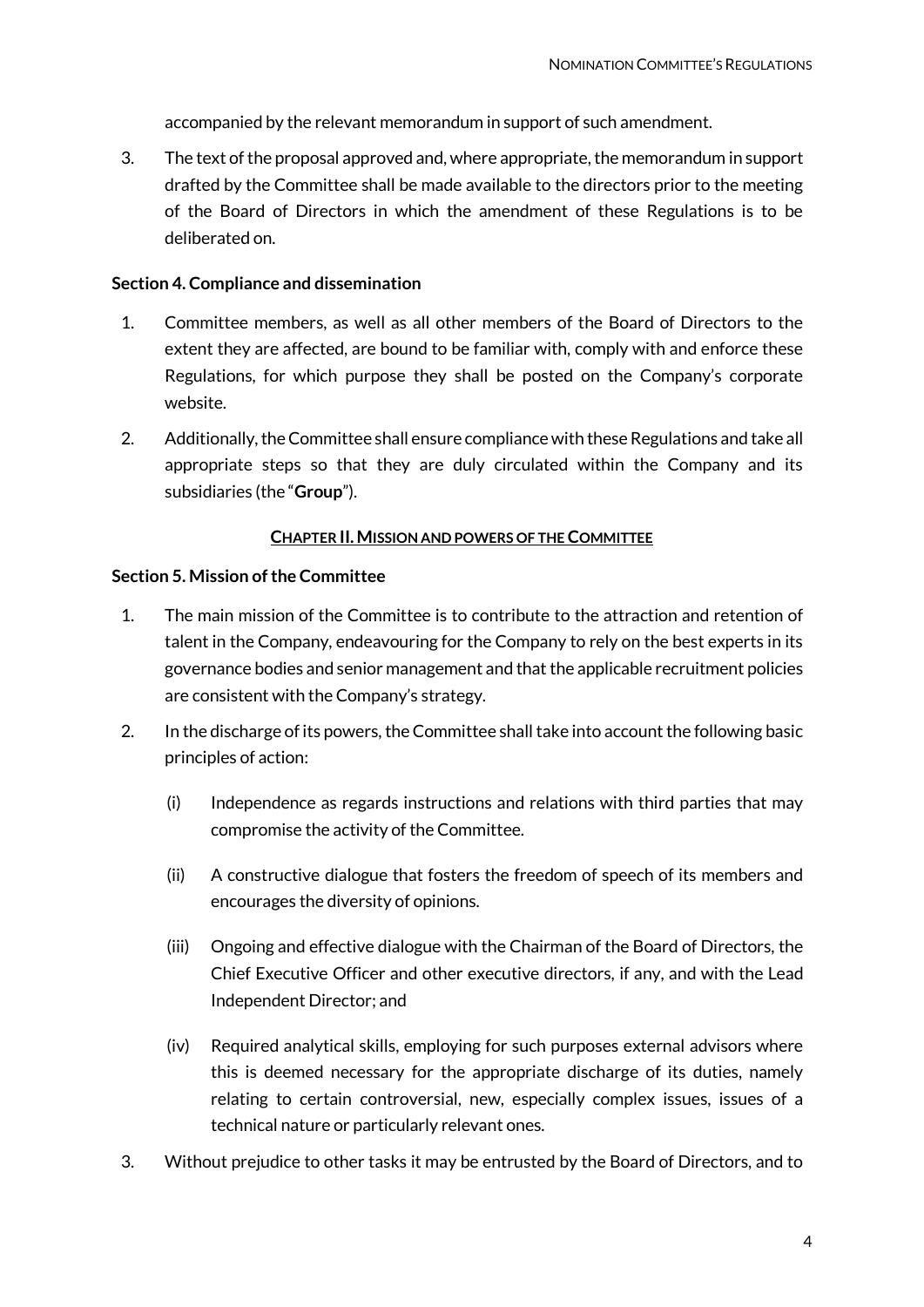accompanied by the relevant memorandum in support of such amendment.

3. The text of the proposal approved and, where appropriate, the memorandum in support drafted by the Committee shall be made available to the directors prior to the meeting of the Board of Directors in which the amendment of these Regulations is to be deliberated on.

**Section 4. Compliance and dissemination**

1. Committee members, as well as all other members of the Board of Directors to the extent they are affected, are bound to be familiar with, comply with and enforce these Regulations, for which purpose they shall be posted on the Company's corporate website.
2. Additionally, the Committee shall ensure compliance with these Regulations and take all appropriate steps so that they are duly circulated within the Company and its subsidiaries (the "**Group**").

## CHAPTER II. MISSION AND POWERS OF THE COMMITTEE

**Section 5. Mission of the Committee**

1. The main mission of the Committee is to contribute to the attraction and retention of talent in the Company, endeavouring for the Company to rely on the best experts in its governance bodies and senior management and that the applicable recruitment policies are consistent with the Company's strategy.
2. In the discharge of its powers, the Committee shall take into account the following basic principles of action:

   (i) Independence as regards instructions and relations with third parties that may compromise the activity of the Committee.

   (ii) A constructive dialogue that fosters the freedom of speech of its members and encourages the diversity of opinions.

   (iii) Ongoing and effective dialogue with the Chairman of the Board of Directors, the Chief Executive Officer and other executive directors, if any, and with the Lead Independent Director; and

   (iv) Required analytical skills, employing for such purposes external advisors where this is deemed necessary for the appropriate discharge of its duties, namely relating to certain controversial, new, especially complex issues, issues of a technical nature or particularly relevant ones.

3. Without prejudice to other tasks it may be entrusted by the Board of Directors, and to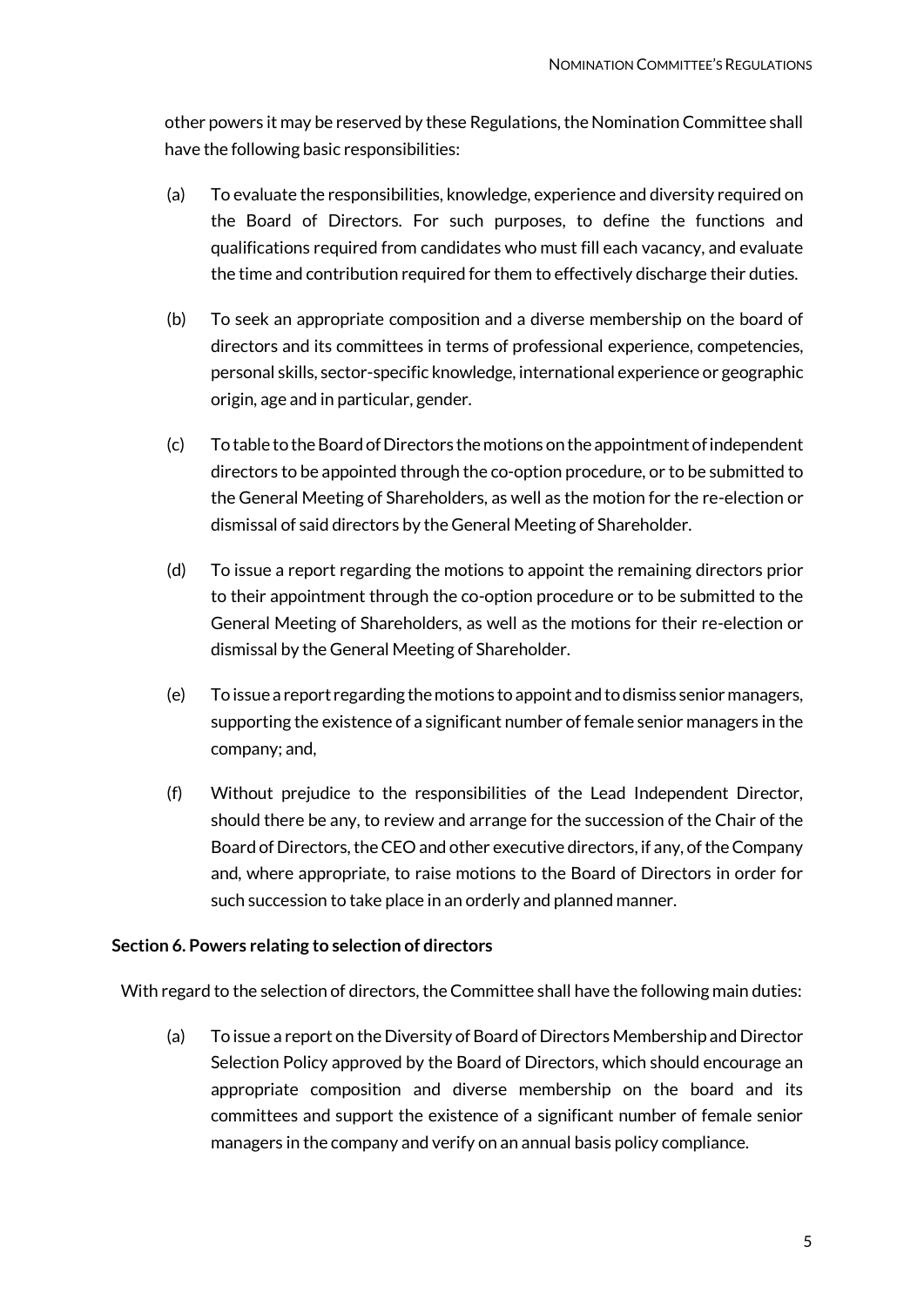other powers it may be reserved by these Regulations, the Nomination Committee shall have the following basic responsibilities:

(a) To evaluate the responsibilities, knowledge, experience and diversity required on the Board of Directors. For such purposes, to define the functions and qualifications required from candidates who must fill each vacancy, and evaluate the time and contribution required for them to effectively discharge their duties.

(b) To seek an appropriate composition and a diverse membership on the board of directors and its committees in terms of professional experience, competencies, personal skills, sector-specific knowledge, international experience or geographic origin, age and in particular, gender.

(c) To table to the Board of Directors the motions on the appointment of independent directors to be appointed through the co-option procedure, or to be submitted to the General Meeting of Shareholders, as well as the motion for the re-election or dismissal of said directors by the General Meeting of Shareholder.

(d) To issue a report regarding the motions to appoint the remaining directors prior to their appointment through the co-option procedure or to be submitted to the General Meeting of Shareholders, as well as the motions for their re-election or dismissal by the General Meeting of Shareholder.

(e) To issue a report regarding the motions to appoint and to dismiss senior managers, supporting the existence of a significant number of female senior managers in the company; and,

(f) Without prejudice to the responsibilities of the Lead Independent Director, should there be any, to review and arrange for the succession of the Chair of the Board of Directors, the CEO and other executive directors, if any, of the Company and, where appropriate, to raise motions to the Board of Directors in order for such succession to take place in an orderly and planned manner.

**Section 6. Powers relating to selection of directors**

With regard to the selection of directors, the Committee shall have the following main duties:

(a) To issue a report on the Diversity of Board of Directors Membership and Director Selection Policy approved by the Board of Directors, which should encourage an appropriate composition and diverse membership on the board and its committees and support the existence of a significant number of female senior managers in the company and verify on an annual basis policy compliance.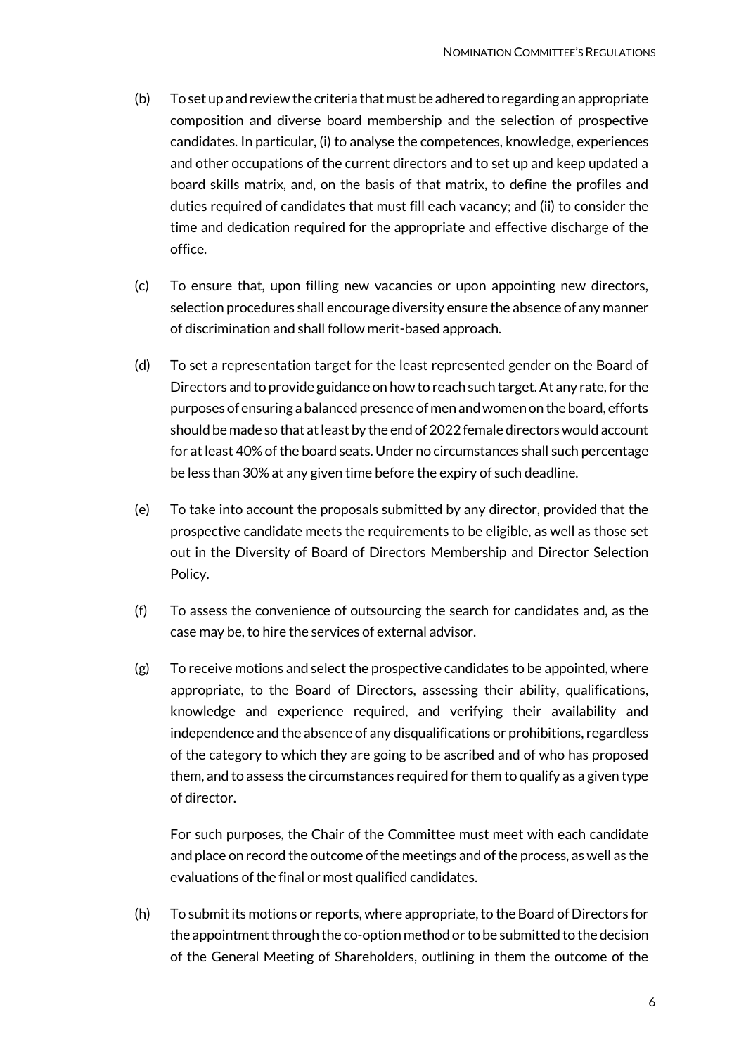(b) To set up and review the criteria that must be adhered to regarding an appropriate composition and diverse board membership and the selection of prospective candidates. In particular, (i) to analyse the competences, knowledge, experiences and other occupations of the current directors and to set up and keep updated a board skills matrix, and, on the basis of that matrix, to define the profiles and duties required of candidates that must fill each vacancy; and (ii) to consider the time and dedication required for the appropriate and effective discharge of the office.

(c) To ensure that, upon filling new vacancies or upon appointing new directors, selection procedures shall encourage diversity ensure the absence of any manner of discrimination and shall follow merit-based approach.

(d) To set a representation target for the least represented gender on the Board of Directors and to provide guidance on how to reach such target. At any rate, for the purposes of ensuring a balanced presence of men and women on the board, efforts should be made so that at least by the end of 2022 female directors would account for at least 40% of the board seats. Under no circumstances shall such percentage be less than 30% at any given time before the expiry of such deadline.

(e) To take into account the proposals submitted by any director, provided that the prospective candidate meets the requirements to be eligible, as well as those set out in the Diversity of Board of Directors Membership and Director Selection Policy.

(f) To assess the convenience of outsourcing the search for candidates and, as the case may be, to hire the services of external advisor.

(g) To receive motions and select the prospective candidates to be appointed, where appropriate, to the Board of Directors, assessing their ability, qualifications, knowledge and experience required, and verifying their availability and independence and the absence of any disqualifications or prohibitions, regardless of the category to which they are going to be ascribed and of who has proposed them, and to assess the circumstances required for them to qualify as a given type of director.

For such purposes, the Chair of the Committee must meet with each candidate and place on record the outcome of the meetings and of the process, as well as the evaluations of the final or most qualified candidates.

(h) To submit its motions or reports, where appropriate, to the Board of Directors for the appointment through the co-option method or to be submitted to the decision of the General Meeting of Shareholders, outlining in them the outcome of the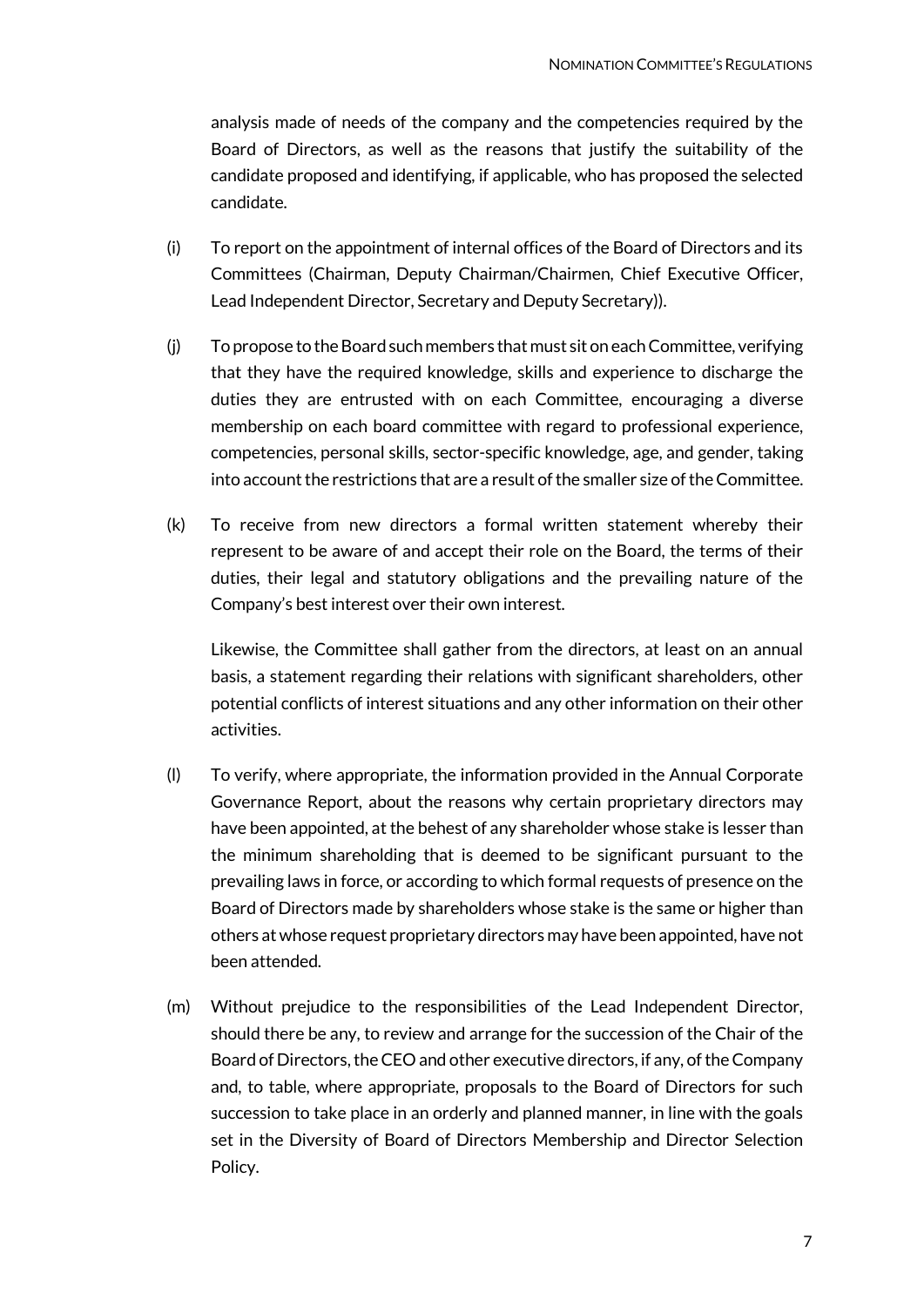analysis made of needs of the company and the competencies required by the Board of Directors, as well as the reasons that justify the suitability of the candidate proposed and identifying, if applicable, who has proposed the selected candidate.

(i) To report on the appointment of internal offices of the Board of Directors and its Committees (Chairman, Deputy Chairman/Chairmen, Chief Executive Officer, Lead Independent Director, Secretary and Deputy Secretary)).

(j) To propose to the Board such members that must sit on each Committee, verifying that they have the required knowledge, skills and experience to discharge the duties they are entrusted with on each Committee, encouraging a diverse membership on each board committee with regard to professional experience, competencies, personal skills, sector-specific knowledge, age, and gender, taking into account the restrictions that are a result of the smaller size of the Committee.

(k) To receive from new directors a formal written statement whereby their represent to be aware of and accept their role on the Board, the terms of their duties, their legal and statutory obligations and the prevailing nature of the Company's best interest over their own interest.

Likewise, the Committee shall gather from the directors, at least on an annual basis, a statement regarding their relations with significant shareholders, other potential conflicts of interest situations and any other information on their other activities.

(l) To verify, where appropriate, the information provided in the Annual Corporate Governance Report, about the reasons why certain proprietary directors may have been appointed, at the behest of any shareholder whose stake is lesser than the minimum shareholding that is deemed to be significant pursuant to the prevailing laws in force, or according to which formal requests of presence on the Board of Directors made by shareholders whose stake is the same or higher than others at whose request proprietary directors may have been appointed, have not been attended.

(m) Without prejudice to the responsibilities of the Lead Independent Director, should there be any, to review and arrange for the succession of the Chair of the Board of Directors, the CEO and other executive directors, if any, of the Company and, to table, where appropriate, proposals to the Board of Directors for such succession to take place in an orderly and planned manner, in line with the goals set in the Diversity of Board of Directors Membership and Director Selection Policy.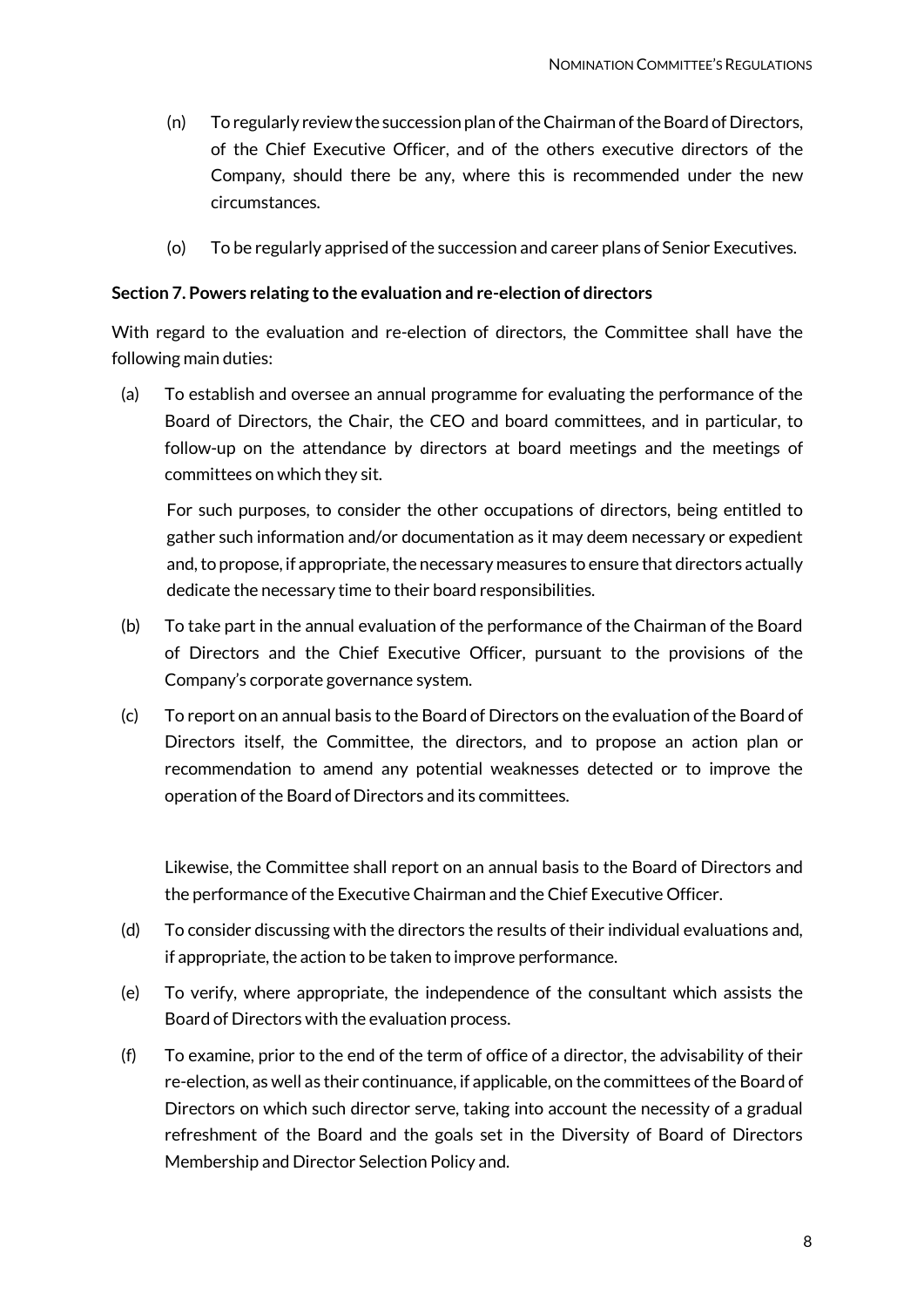(n) To regularly review the succession plan of the Chairman of the Board of Directors, of the Chief Executive Officer, and of the others executive directors of the Company, should there be any, where this is recommended under the new circumstances.

(o) To be regularly apprised of the succession and career plans of Senior Executives.

**Section 7. Powers relating to the evaluation and re-election of directors**

With regard to the evaluation and re-election of directors, the Committee shall have the following main duties:

(a) To establish and oversee an annual programme for evaluating the performance of the Board of Directors, the Chair, the CEO and board committees, and in particular, to follow-up on the attendance by directors at board meetings and the meetings of committees on which they sit.

For such purposes, to consider the other occupations of directors, being entitled to gather such information and/or documentation as it may deem necessary or expedient and, to propose, if appropriate, the necessary measures to ensure that directors actually dedicate the necessary time to their board responsibilities.

(b) To take part in the annual evaluation of the performance of the Chairman of the Board of Directors and the Chief Executive Officer, pursuant to the provisions of the Company's corporate governance system.

(c) To report on an annual basis to the Board of Directors on the evaluation of the Board of Directors itself, the Committee, the directors, and to propose an action plan or recommendation to amend any potential weaknesses detected or to improve the operation of the Board of Directors and its committees.

Likewise, the Committee shall report on an annual basis to the Board of Directors and the performance of the Executive Chairman and the Chief Executive Officer.

(d) To consider discussing with the directors the results of their individual evaluations and, if appropriate, the action to be taken to improve performance.

(e) To verify, where appropriate, the independence of the consultant which assists the Board of Directors with the evaluation process.

(f) To examine, prior to the end of the term of office of a director, the advisability of their re-election, as well as their continuance, if applicable, on the committees of the Board of Directors on which such director serve, taking into account the necessity of a gradual refreshment of the Board and the goals set in the Diversity of Board of Directors Membership and Director Selection Policy and.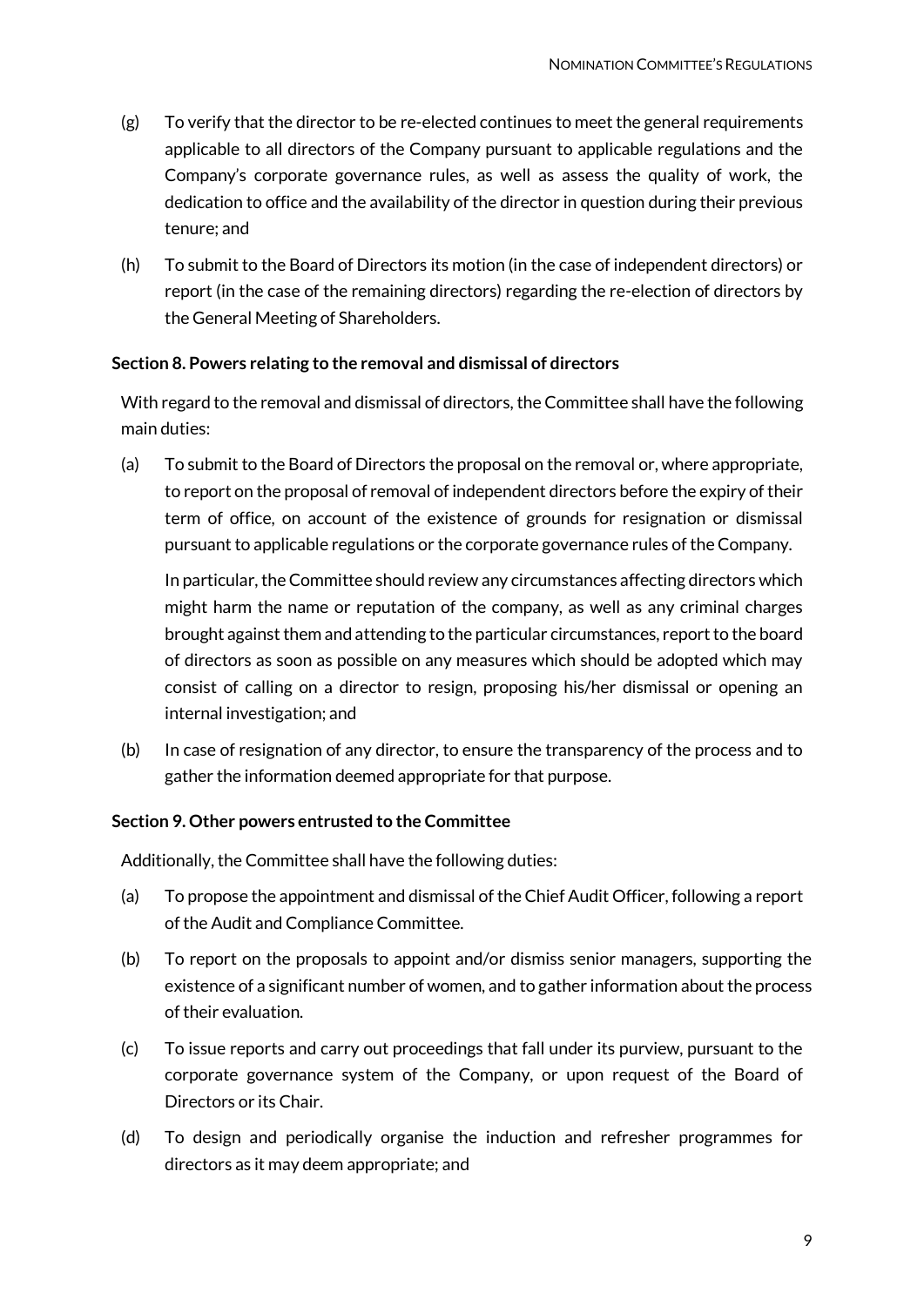(g) To verify that the director to be re-elected continues to meet the general requirements applicable to all directors of the Company pursuant to applicable regulations and the Company's corporate governance rules, as well as assess the quality of work, the dedication to office and the availability of the director in question during their previous tenure; and

(h) To submit to the Board of Directors its motion (in the case of independent directors) or report (in the case of the remaining directors) regarding the re-election of directors by the General Meeting of Shareholders.

**Section 8. Powers relating to the removal and dismissal of directors**

With regard to the removal and dismissal of directors, the Committee shall have the following main duties:

(a) To submit to the Board of Directors the proposal on the removal or, where appropriate, to report on the proposal of removal of independent directors before the expiry of their term of office, on account of the existence of grounds for resignation or dismissal pursuant to applicable regulations or the corporate governance rules of the Company.

In particular, the Committee should review any circumstances affecting directors which might harm the name or reputation of the company, as well as any criminal charges brought against them and attending to the particular circumstances, report to the board of directors as soon as possible on any measures which should be adopted which may consist of calling on a director to resign, proposing his/her dismissal or opening an internal investigation; and

(b) In case of resignation of any director, to ensure the transparency of the process and to gather the information deemed appropriate for that purpose.

**Section 9. Other powers entrusted to the Committee**

Additionally, the Committee shall have the following duties:

(a) To propose the appointment and dismissal of the Chief Audit Officer, following a report of the Audit and Compliance Committee.

(b) To report on the proposals to appoint and/or dismiss senior managers, supporting the existence of a significant number of women, and to gather information about the process of their evaluation.

(c) To issue reports and carry out proceedings that fall under its purview, pursuant to the corporate governance system of the Company, or upon request of the Board of Directors or its Chair.

(d) To design and periodically organise the induction and refresher programmes for directors as it may deem appropriate; and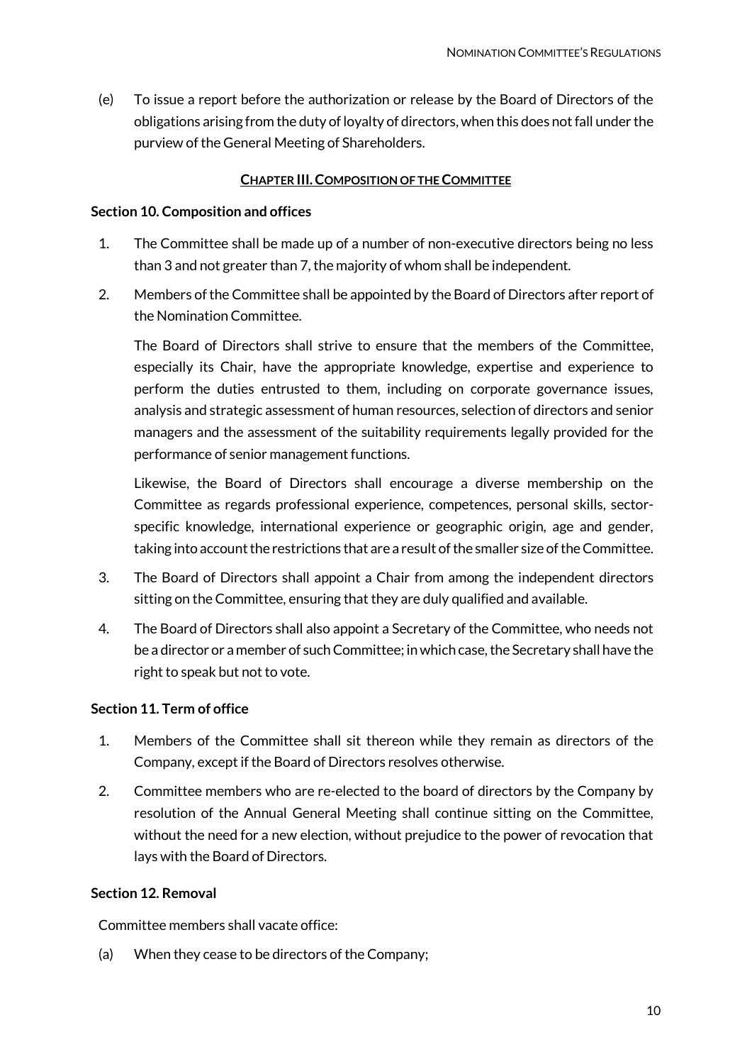(e) To issue a report before the authorization or release by the Board of Directors of the obligations arising from the duty of loyalty of directors, when this does not fall under the purview of the General Meeting of Shareholders.

## Chapter III. Composition of the Committee

**Section 10. Composition and offices**

1. The Committee shall be made up of a number of non-executive directors being no less than 3 and not greater than 7, the majority of whom shall be independent.

2. Members of the Committee shall be appointed by the Board of Directors after report of the Nomination Committee.

   The Board of Directors shall strive to ensure that the members of the Committee, especially its Chair, have the appropriate knowledge, expertise and experience to perform the duties entrusted to them, including on corporate governance issues, analysis and strategic assessment of human resources, selection of directors and senior managers and the assessment of the suitability requirements legally provided for the performance of senior management functions.

   Likewise, the Board of Directors shall encourage a diverse membership on the Committee as regards professional experience, competences, personal skills, sector-specific knowledge, international experience or geographic origin, age and gender, taking into account the restrictions that are a result of the smaller size of the Committee.

3. The Board of Directors shall appoint a Chair from among the independent directors sitting on the Committee, ensuring that they are duly qualified and available.

4. The Board of Directors shall also appoint a Secretary of the Committee, who needs not be a director or a member of such Committee; in which case, the Secretary shall have the right to speak but not to vote.

**Section 11. Term of office**

1. Members of the Committee shall sit thereon while they remain as directors of the Company, except if the Board of Directors resolves otherwise.

2. Committee members who are re-elected to the board of directors by the Company by resolution of the Annual General Meeting shall continue sitting on the Committee, without the need for a new election, without prejudice to the power of revocation that lays with the Board of Directors.

**Section 12. Removal**

Committee members shall vacate office:

(a) When they cease to be directors of the Company;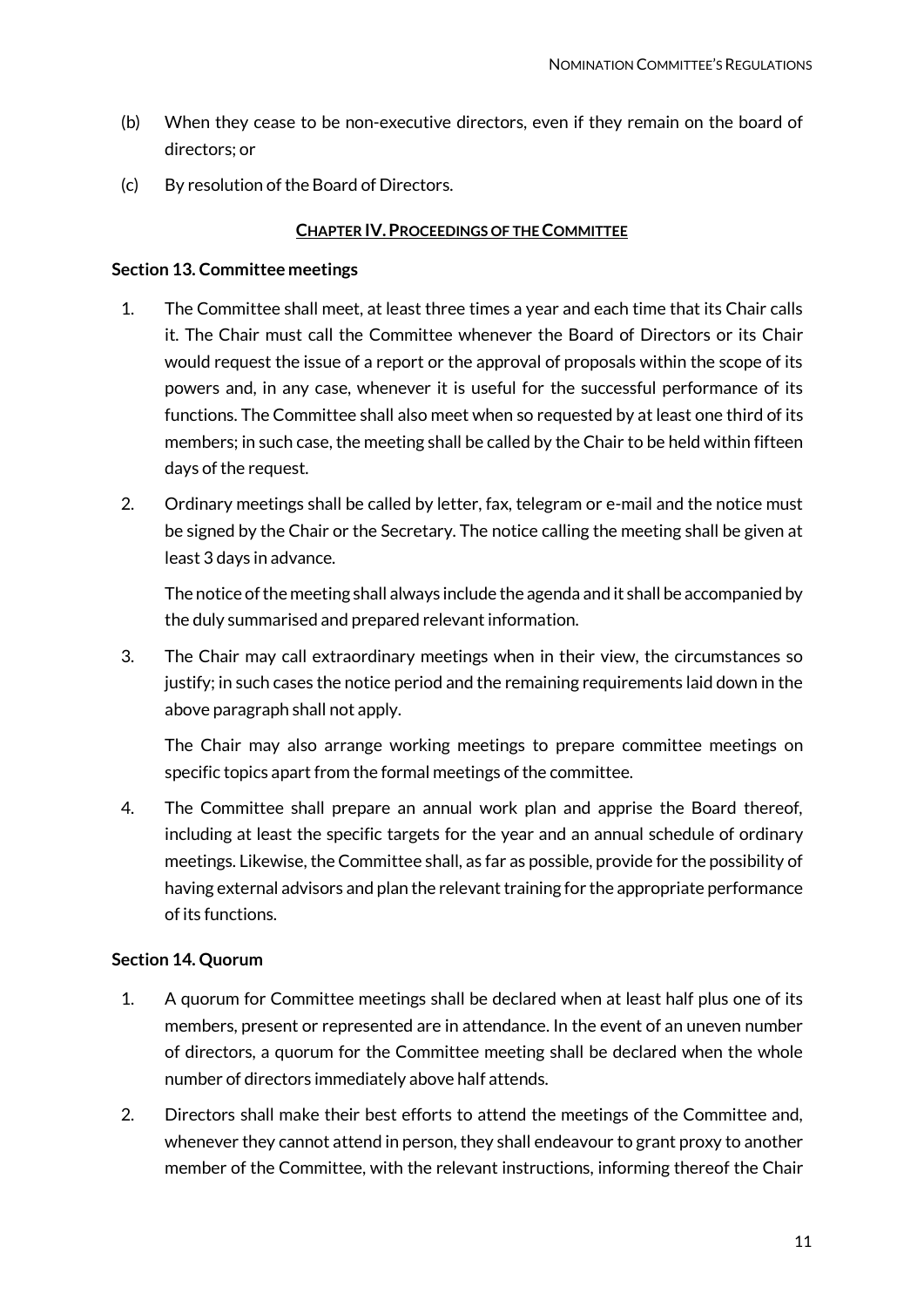(b) When they cease to be non-executive directors, even if they remain on the board of directors; or

(c) By resolution of the Board of Directors.

## CHAPTER IV. PROCEEDINGS OF THE COMMITTEE

### Section 13. Committee meetings

1. The Committee shall meet, at least three times a year and each time that its Chair calls it. The Chair must call the Committee whenever the Board of Directors or its Chair would request the issue of a report or the approval of proposals within the scope of its powers and, in any case, whenever it is useful for the successful performance of its functions. The Committee shall also meet when so requested by at least one third of its members; in such case, the meeting shall be called by the Chair to be held within fifteen days of the request.

2. Ordinary meetings shall be called by letter, fax, telegram or e-mail and the notice must be signed by the Chair or the Secretary. The notice calling the meeting shall be given at least 3 days in advance.

   The notice of the meeting shall always include the agenda and it shall be accompanied by the duly summarised and prepared relevant information.

3. The Chair may call extraordinary meetings when in their view, the circumstances so justify; in such cases the notice period and the remaining requirements laid down in the above paragraph shall not apply.

   The Chair may also arrange working meetings to prepare committee meetings on specific topics apart from the formal meetings of the committee.

4. The Committee shall prepare an annual work plan and apprise the Board thereof, including at least the specific targets for the year and an annual schedule of ordinary meetings. Likewise, the Committee shall, as far as possible, provide for the possibility of having external advisors and plan the relevant training for the appropriate performance of its functions.

### Section 14. Quorum

1. A quorum for Committee meetings shall be declared when at least half plus one of its members, present or represented are in attendance. In the event of an uneven number of directors, a quorum for the Committee meeting shall be declared when the whole number of directors immediately above half attends.

2. Directors shall make their best efforts to attend the meetings of the Committee and, whenever they cannot attend in person, they shall endeavour to grant proxy to another member of the Committee, with the relevant instructions, informing thereof the Chair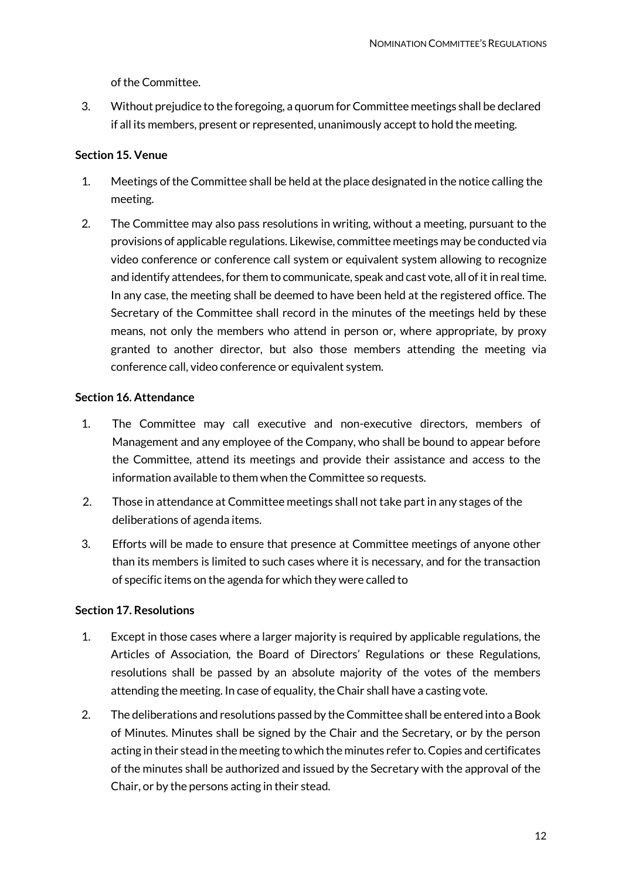of the Committee.

3. Without prejudice to the foregoing, a quorum for Committee meetings shall be declared if all its members, present or represented, unanimously accept to hold the meeting.

**Section 15. Venue**

1. Meetings of the Committee shall be held at the place designated in the notice calling the meeting.
2. The Committee may also pass resolutions in writing, without a meeting, pursuant to the provisions of applicable regulations. Likewise, committee meetings may be conducted via video conference or conference call system or equivalent system allowing to recognize and identify attendees, for them to communicate, speak and cast vote, all of it in real time. In any case, the meeting shall be deemed to have been held at the registered office. The Secretary of the Committee shall record in the minutes of the meetings held by these means, not only the members who attend in person or, where appropriate, by proxy granted to another director, but also those members attending the meeting via conference call, video conference or equivalent system.

**Section 16. Attendance**

1. The Committee may call executive and non-executive directors, members of Management and any employee of the Company, who shall be bound to appear before the Committee, attend its meetings and provide their assistance and access to the information available to them when the Committee so requests.
2. Those in attendance at Committee meetings shall not take part in any stages of the deliberations of agenda items.
3. Efforts will be made to ensure that presence at Committee meetings of anyone other than its members is limited to such cases where it is necessary, and for the transaction of specific items on the agenda for which they were called to

**Section 17. Resolutions**

1. Except in those cases where a larger majority is required by applicable regulations, the Articles of Association, the Board of Directors' Regulations or these Regulations, resolutions shall be passed by an absolute majority of the votes of the members attending the meeting. In case of equality, the Chair shall have a casting vote.
2. The deliberations and resolutions passed by the Committee shall be entered into a Book of Minutes. Minutes shall be signed by the Chair and the Secretary, or by the person acting in their stead in the meeting to which the minutes refer to. Copies and certificates of the minutes shall be authorized and issued by the Secretary with the approval of the Chair, or by the persons acting in their stead.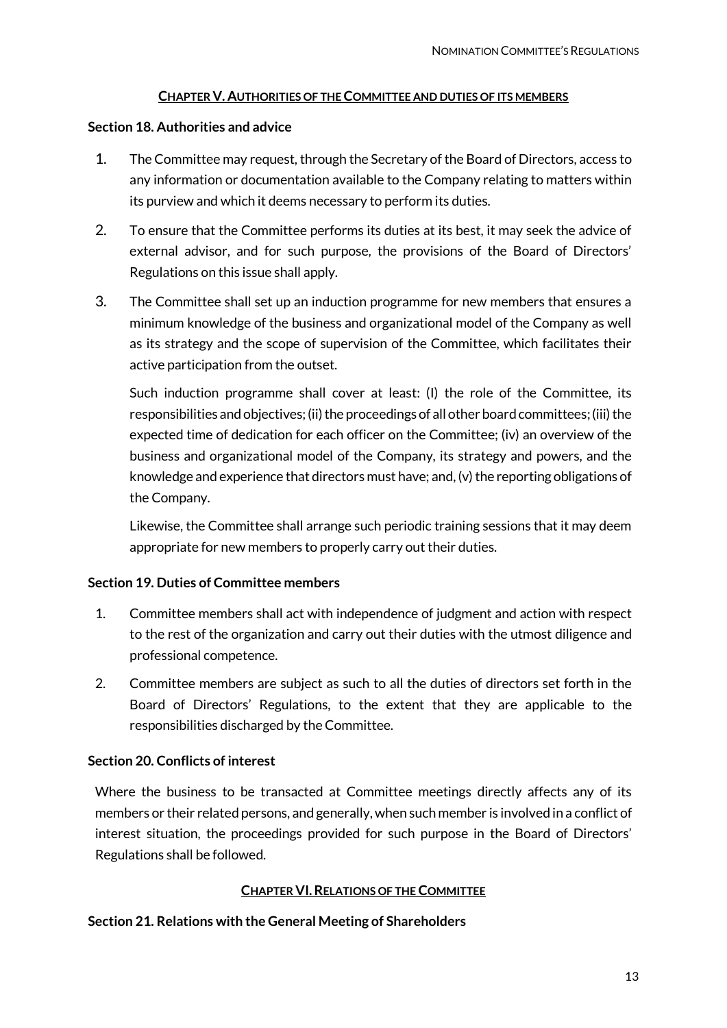## CHAPTER V. AUTHORITIES OF THE COMMITTEE AND DUTIES OF ITS MEMBERS

### Section 18. Authorities and advice

1. The Committee may request, through the Secretary of the Board of Directors, access to any information or documentation available to the Company relating to matters within its purview and which it deems necessary to perform its duties.

2. To ensure that the Committee performs its duties at its best, it may seek the advice of external advisor, and for such purpose, the provisions of the Board of Directors' Regulations on this issue shall apply.

3. The Committee shall set up an induction programme for new members that ensures a minimum knowledge of the business and organizational model of the Company as well as its strategy and the scope of supervision of the Committee, which facilitates their active participation from the outset.

   Such induction programme shall cover at least: (I) the role of the Committee, its responsibilities and objectives; (ii) the proceedings of all other board committees; (iii) the expected time of dedication for each officer on the Committee; (iv) an overview of the business and organizational model of the Company, its strategy and powers, and the knowledge and experience that directors must have; and, (v) the reporting obligations of the Company.

   Likewise, the Committee shall arrange such periodic training sessions that it may deem appropriate for new members to properly carry out their duties.

### Section 19. Duties of Committee members

1. Committee members shall act with independence of judgment and action with respect to the rest of the organization and carry out their duties with the utmost diligence and professional competence.

2. Committee members are subject as such to all the duties of directors set forth in the Board of Directors' Regulations, to the extent that they are applicable to the responsibilities discharged by the Committee.

### Section 20. Conflicts of interest

Where the business to be transacted at Committee meetings directly affects any of its members or their related persons, and generally, when such member is involved in a conflict of interest situation, the proceedings provided for such purpose in the Board of Directors' Regulations shall be followed.

## CHAPTER VI. RELATIONS OF THE COMMITTEE

### Section 21. Relations with the General Meeting of Shareholders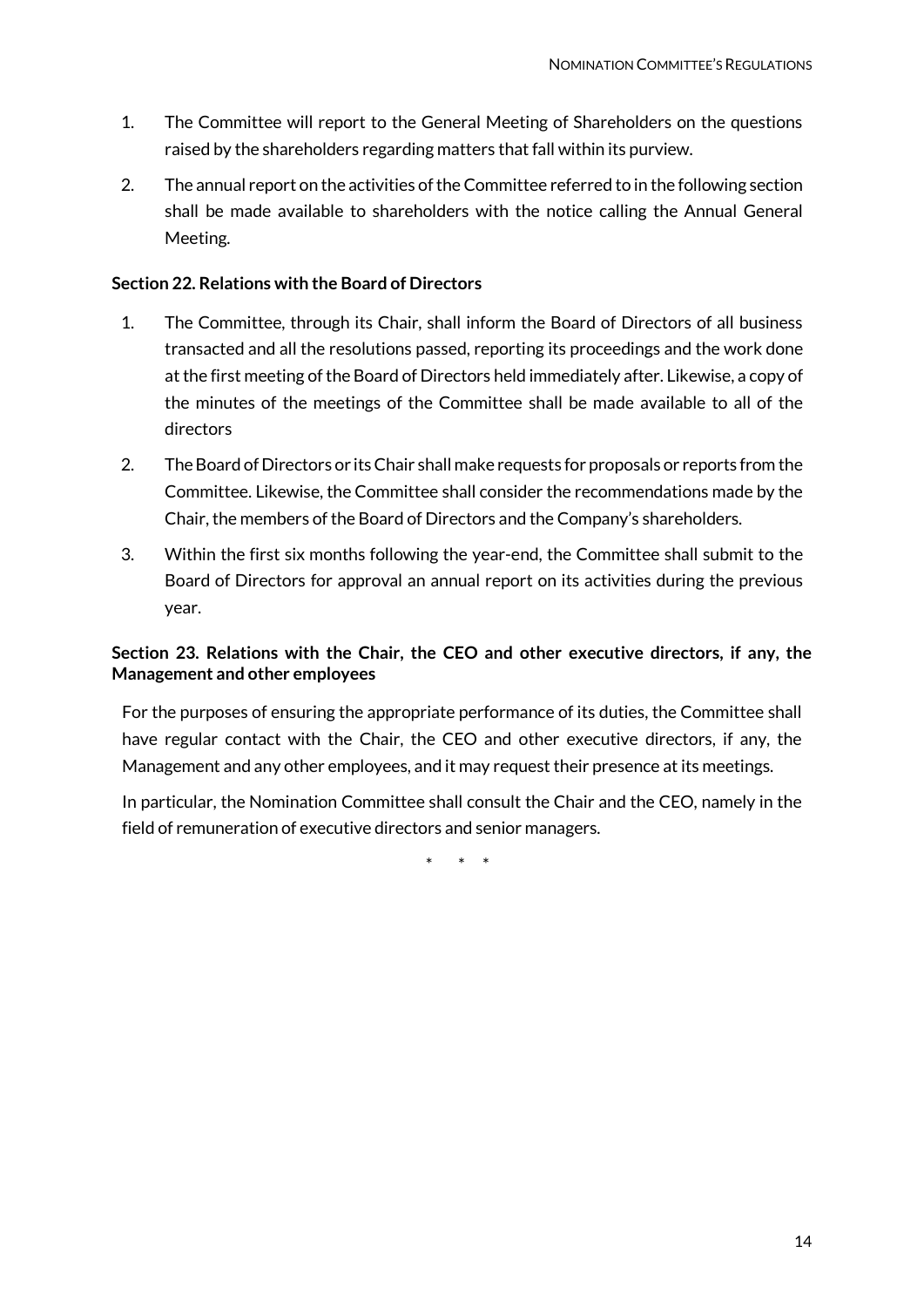1. The Committee will report to the General Meeting of Shareholders on the questions raised by the shareholders regarding matters that fall within its purview.
2. The annual report on the activities of the Committee referred to in the following section shall be made available to shareholders with the notice calling the Annual General Meeting.

**Section 22. Relations with the Board of Directors**

1. The Committee, through its Chair, shall inform the Board of Directors of all business transacted and all the resolutions passed, reporting its proceedings and the work done at the first meeting of the Board of Directors held immediately after. Likewise, a copy of the minutes of the meetings of the Committee shall be made available to all of the directors
2. The Board of Directors or its Chair shall make requests for proposals or reports from the Committee. Likewise, the Committee shall consider the recommendations made by the Chair, the members of the Board of Directors and the Company's shareholders.
3. Within the first six months following the year-end, the Committee shall submit to the Board of Directors for approval an annual report on its activities during the previous year.

**Section 23. Relations with the Chair, the CEO and other executive directors, if any, the Management and other employees**

For the purposes of ensuring the appropriate performance of its duties, the Committee shall have regular contact with the Chair, the CEO and other executive directors, if any, the Management and any other employees, and it may request their presence at its meetings.

In particular, the Nomination Committee shall consult the Chair and the CEO, namely in the field of remuneration of executive directors and senior managers.

\* \* \*